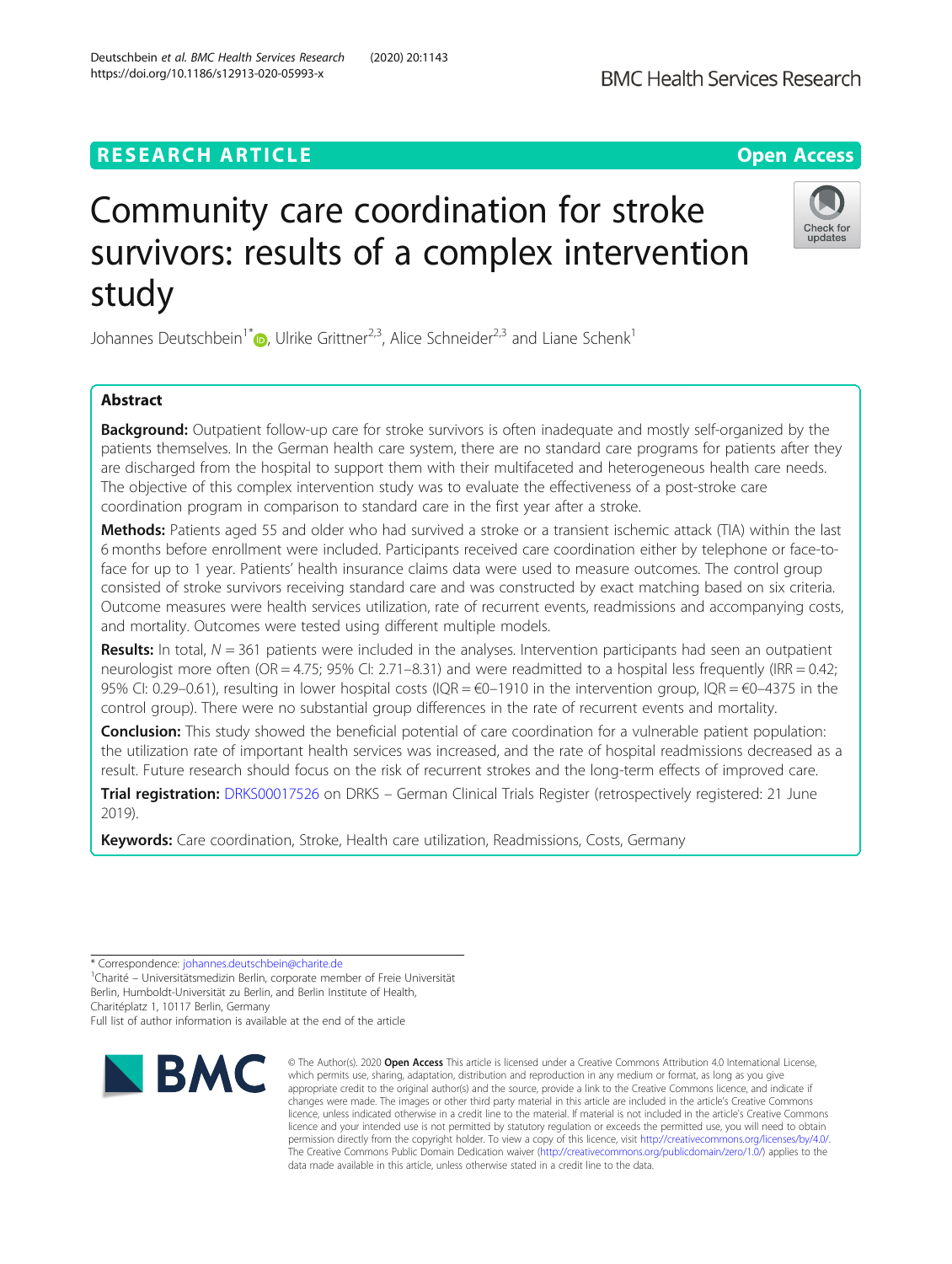RESEARCH ARTICLE

Open Access

# Community care coordination for stroke survivors: results of a complex intervention study

Johannes Deutschbein[1*], Ulrike Grittner[2,3], Alice Schneider[2,3] and Liane Schenk[1]

## Abstract

**Background:** Outpatient follow-up care for stroke survivors is often inadequate and mostly self-organized by the patients themselves. In the German health care system, there are no standard care programs for patients after they are discharged from the hospital to support them with their multifaceted and heterogeneous health care needs. The objective of this complex intervention study was to evaluate the effectiveness of a post-stroke care coordination program in comparison to standard care in the first year after a stroke.

**Methods:** Patients aged 55 and older who had survived a stroke or a transient ischemic attack (TIA) within the last 6 months before enrollment were included. Participants received care coordination either by telephone or face-to-face for up to 1 year. Patients' health insurance claims data were used to measure outcomes. The control group consisted of stroke survivors receiving standard care and was constructed by exact matching based on six criteria. Outcome measures were health services utilization, rate of recurrent events, readmissions and accompanying costs, and mortality. Outcomes were tested using different multiple models.

**Results:** In total, $N = 361$ patients were included in the analyses. Intervention participants had seen an outpatient neurologist more often (OR = 4.75; 95% CI: 2.71–8.31) and were readmitted to a hospital less frequently (IRR = 0.42; 95% CI: 0.29–0.61), resulting in lower hospital costs (IQR = €0–1910 in the intervention group, IQR = €0–4375 in the control group). There were no substantial group differences in the rate of recurrent events and mortality.

**Conclusion:** This study showed the beneficial potential of care coordination for a vulnerable patient population: the utilization rate of important health services was increased, and the rate of hospital readmissions decreased as a result. Future research should focus on the risk of recurrent strokes and the long-term effects of improved care.

**Trial registration:** DRKS00017526 on DRKS – German Clinical Trials Register (retrospectively registered: 21 June 2019).

**Keywords:** Care coordination, Stroke, Health care utilization, Readmissions, Costs, Germany

---

* Correspondence: johannes.deutschbein@charite.de

[1]Charité – Universitätsmedizin Berlin, corporate member of Freie Universität Berlin, Humboldt-Universität zu Berlin, and Berlin Institute of Health, Charitéplatz 1, 10117 Berlin, Germany

Full list of author information is available at the end of the article

© The Author(s). 2020 **Open Access** This article is licensed under a Creative Commons Attribution 4.0 International License, which permits use, sharing, adaptation, distribution and reproduction in any medium or format, as long as you give appropriate credit to the original author(s) and the source, provide a link to the Creative Commons licence, and indicate if changes were made. The images or other third party material in this article are included in the article's Creative Commons licence, unless indicated otherwise in a credit line to the material. If material is not included in the article's Creative Commons licence and your intended use is not permitted by statutory regulation or exceeds the permitted use, you will need to obtain permission directly from the copyright holder. To view a copy of this licence, visit http://creativecommons.org/licenses/by/4.0/. The Creative Commons Public Domain Dedication waiver (http://creativecommons.org/publicdomain/zero/1.0/) applies to the data made available in this article, unless otherwise stated in a credit line to the data.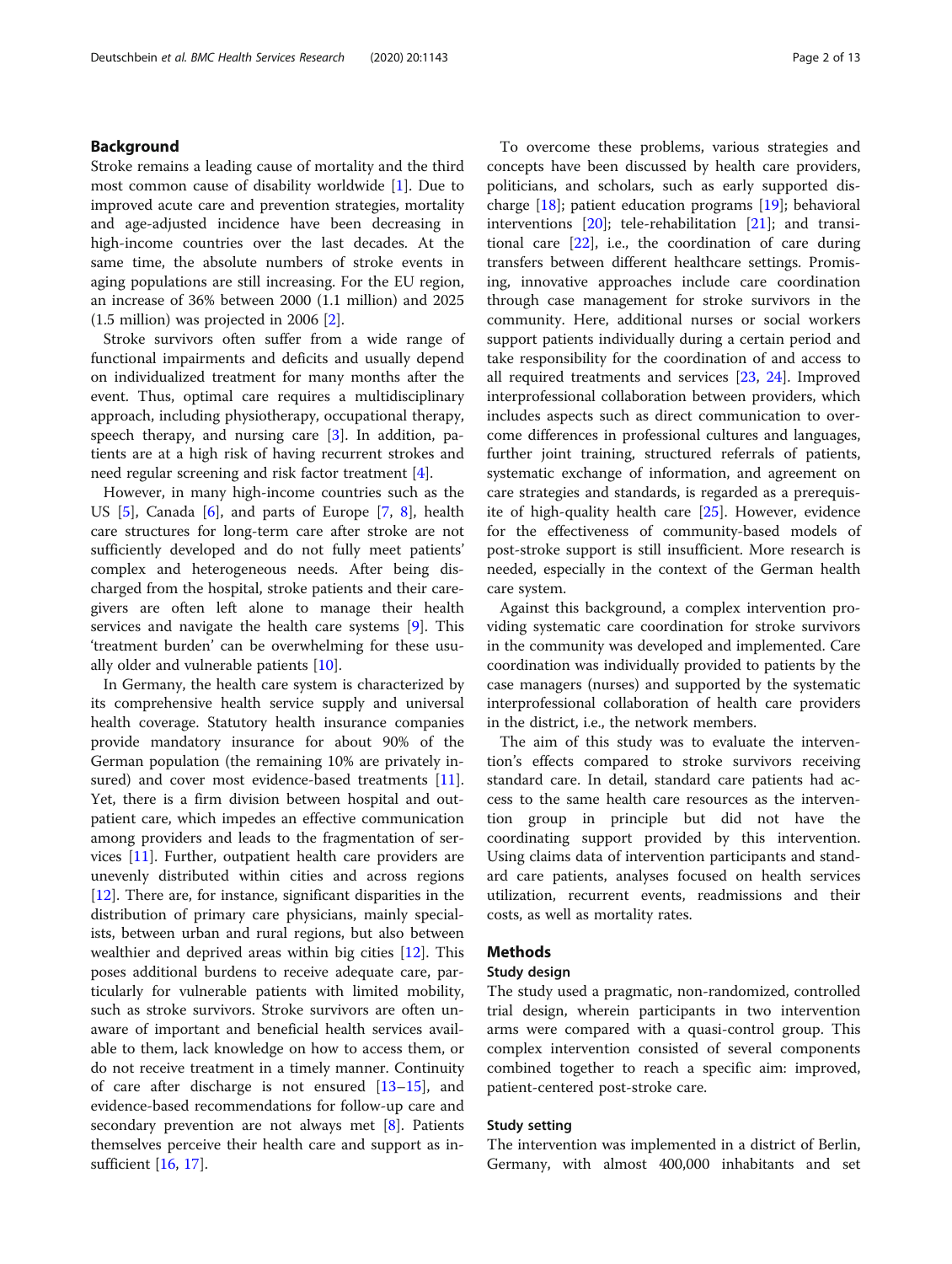## Background

Stroke remains a leading cause of mortality and the third most common cause of disability worldwide [1]. Due to improved acute care and prevention strategies, mortality and age-adjusted incidence have been decreasing in high-income countries over the last decades. At the same time, the absolute numbers of stroke events in aging populations are still increasing. For the EU region, an increase of 36% between 2000 (1.1 million) and 2025 (1.5 million) was projected in 2006 [2].

Stroke survivors often suffer from a wide range of functional impairments and deficits and usually depend on individualized treatment for many months after the event. Thus, optimal care requires a multidisciplinary approach, including physiotherapy, occupational therapy, speech therapy, and nursing care [3]. In addition, patients are at a high risk of having recurrent strokes and need regular screening and risk factor treatment [4].

However, in many high-income countries such as the US [5], Canada [6], and parts of Europe [7, 8], health care structures for long-term care after stroke are not sufficiently developed and do not fully meet patients' complex and heterogeneous needs. After being discharged from the hospital, stroke patients and their caregivers are often left alone to manage their health services and navigate the health care systems [9]. This 'treatment burden' can be overwhelming for these usually older and vulnerable patients [10].

In Germany, the health care system is characterized by its comprehensive health service supply and universal health coverage. Statutory health insurance companies provide mandatory insurance for about 90% of the German population (the remaining 10% are privately insured) and cover most evidence-based treatments [11]. Yet, there is a firm division between hospital and outpatient care, which impedes an effective communication among providers and leads to the fragmentation of services [11]. Further, outpatient health care providers are unevenly distributed within cities and across regions [12]. There are, for instance, significant disparities in the distribution of primary care physicians, mainly specialists, between urban and rural regions, but also between wealthier and deprived areas within big cities [12]. This poses additional burdens to receive adequate care, particularly for vulnerable patients with limited mobility, such as stroke survivors. Stroke survivors are often unaware of important and beneficial health services available to them, lack knowledge on how to access them, or do not receive treatment in a timely manner. Continuity of care after discharge is not ensured [13–15], and evidence-based recommendations for follow-up care and secondary prevention are not always met [8]. Patients themselves perceive their health care and support as insufficient [16, 17].

To overcome these problems, various strategies and concepts have been discussed by health care providers, politicians, and scholars, such as early supported discharge [18]; patient education programs [19]; behavioral interventions [20]; tele-rehabilitation [21]; and transitional care [22], i.e., the coordination of care during transfers between different healthcare settings. Promising, innovative approaches include care coordination through case management for stroke survivors in the community. Here, additional nurses or social workers support patients individually during a certain period and take responsibility for the coordination of and access to all required treatments and services [23, 24]. Improved interprofessional collaboration between providers, which includes aspects such as direct communication to overcome differences in professional cultures and languages, further joint training, structured referrals of patients, systematic exchange of information, and agreement on care strategies and standards, is regarded as a prerequisite of high-quality health care [25]. However, evidence for the effectiveness of community-based models of post-stroke support is still insufficient. More research is needed, especially in the context of the German health care system.

Against this background, a complex intervention providing systematic care coordination for stroke survivors in the community was developed and implemented. Care coordination was individually provided to patients by the case managers (nurses) and supported by the systematic interprofessional collaboration of health care providers in the district, i.e., the network members.

The aim of this study was to evaluate the intervention's effects compared to stroke survivors receiving standard care. In detail, standard care patients had access to the same health care resources as the intervention group in principle but did not have the coordinating support provided by this intervention. Using claims data of intervention participants and standard care patients, analyses focused on health services utilization, recurrent events, readmissions and their costs, as well as mortality rates.

## Methods

### Study design

The study used a pragmatic, non-randomized, controlled trial design, wherein participants in two intervention arms were compared with a quasi-control group. This complex intervention consisted of several components combined together to reach a specific aim: improved, patient-centered post-stroke care.

### Study setting

The intervention was implemented in a district of Berlin, Germany, with almost 400,000 inhabitants and set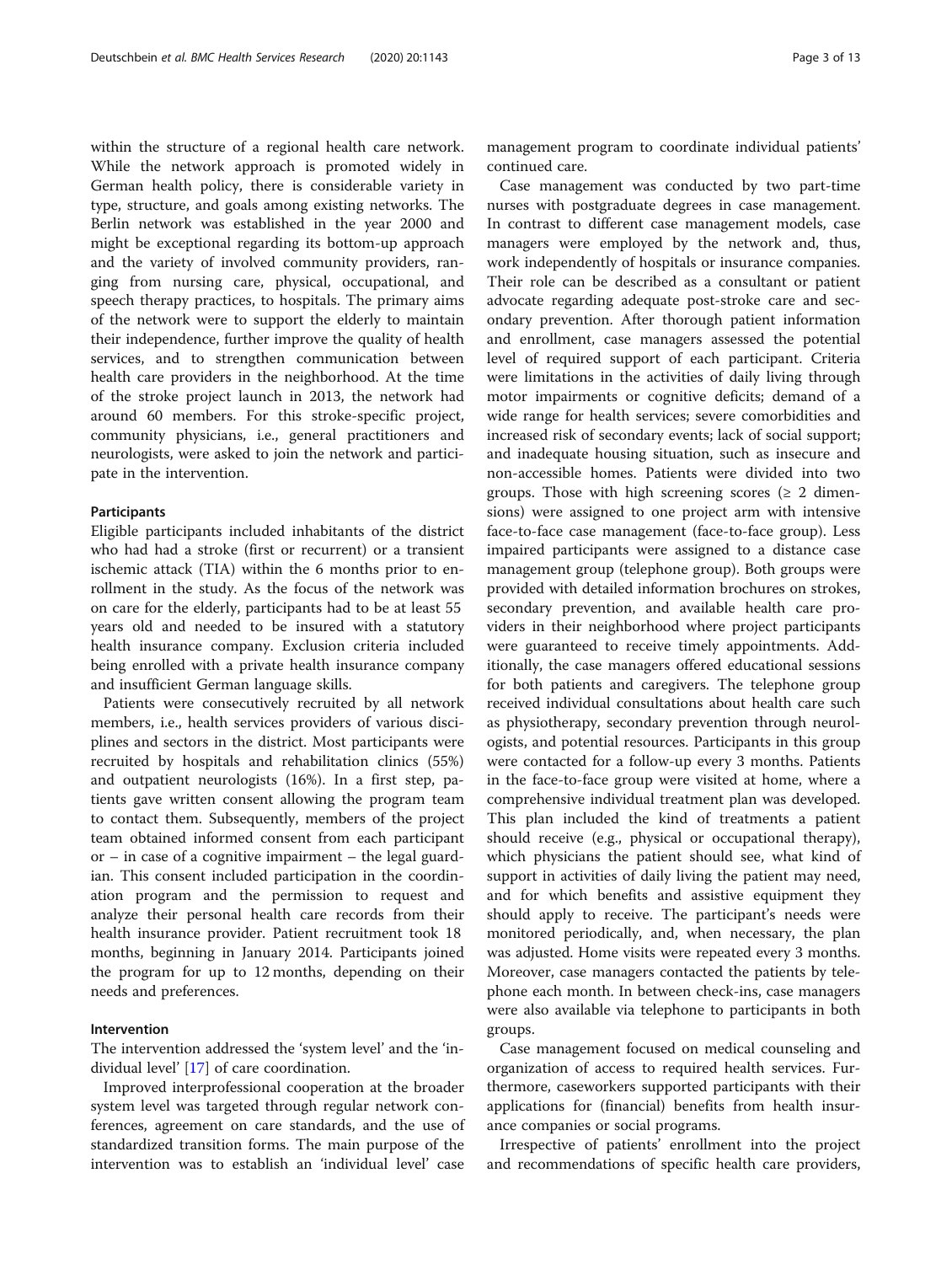within the structure of a regional health care network. While the network approach is promoted widely in German health policy, there is considerable variety in type, structure, and goals among existing networks. The Berlin network was established in the year 2000 and might be exceptional regarding its bottom-up approach and the variety of involved community providers, ranging from nursing care, physical, occupational, and speech therapy practices, to hospitals. The primary aims of the network were to support the elderly to maintain their independence, further improve the quality of health services, and to strengthen communication between health care providers in the neighborhood. At the time of the stroke project launch in 2013, the network had around 60 members. For this stroke-specific project, community physicians, i.e., general practitioners and neurologists, were asked to join the network and participate in the intervention.

### Participants

Eligible participants included inhabitants of the district who had had a stroke (first or recurrent) or a transient ischemic attack (TIA) within the 6 months prior to enrollment in the study. As the focus of the network was on care for the elderly, participants had to be at least 55 years old and needed to be insured with a statutory health insurance company. Exclusion criteria included being enrolled with a private health insurance company and insufficient German language skills.

Patients were consecutively recruited by all network members, i.e., health services providers of various disciplines and sectors in the district. Most participants were recruited by hospitals and rehabilitation clinics (55%) and outpatient neurologists (16%). In a first step, patients gave written consent allowing the program team to contact them. Subsequently, members of the project team obtained informed consent from each participant or – in case of a cognitive impairment – the legal guardian. This consent included participation in the coordination program and the permission to request and analyze their personal health care records from their health insurance provider. Patient recruitment took 18 months, beginning in January 2014. Participants joined the program for up to 12 months, depending on their needs and preferences.

### Intervention

The intervention addressed the 'system level' and the 'individual level' [17] of care coordination.

Improved interprofessional cooperation at the broader system level was targeted through regular network conferences, agreement on care standards, and the use of standardized transition forms. The main purpose of the intervention was to establish an 'individual level' case management program to coordinate individual patients' continued care.

Case management was conducted by two part-time nurses with postgraduate degrees in case management. In contrast to different case management models, case managers were employed by the network and, thus, work independently of hospitals or insurance companies. Their role can be described as a consultant or patient advocate regarding adequate post-stroke care and secondary prevention. After thorough patient information and enrollment, case managers assessed the potential level of required support of each participant. Criteria were limitations in the activities of daily living through motor impairments or cognitive deficits; demand of a wide range for health services; severe comorbidities and increased risk of secondary events; lack of social support; and inadequate housing situation, such as insecure and non-accessible homes. Patients were divided into two groups. Those with high screening scores (≥ 2 dimensions) were assigned to one project arm with intensive face-to-face case management (face-to-face group). Less impaired participants were assigned to a distance case management group (telephone group). Both groups were provided with detailed information brochures on strokes, secondary prevention, and available health care providers in their neighborhood where project participants were guaranteed to receive timely appointments. Additionally, the case managers offered educational sessions for both patients and caregivers. The telephone group received individual consultations about health care such as physiotherapy, secondary prevention through neurologists, and potential resources. Participants in this group were contacted for a follow-up every 3 months. Patients in the face-to-face group were visited at home, where a comprehensive individual treatment plan was developed. This plan included the kind of treatments a patient should receive (e.g., physical or occupational therapy), which physicians the patient should see, what kind of support in activities of daily living the patient may need, and for which benefits and assistive equipment they should apply to receive. The participant's needs were monitored periodically, and, when necessary, the plan was adjusted. Home visits were repeated every 3 months. Moreover, case managers contacted the patients by telephone each month. In between check-ins, case managers were also available via telephone to participants in both groups.

Case management focused on medical counseling and organization of access to required health services. Furthermore, caseworkers supported participants with their applications for (financial) benefits from health insurance companies or social programs.

Irrespective of patients' enrollment into the project and recommendations of specific health care providers,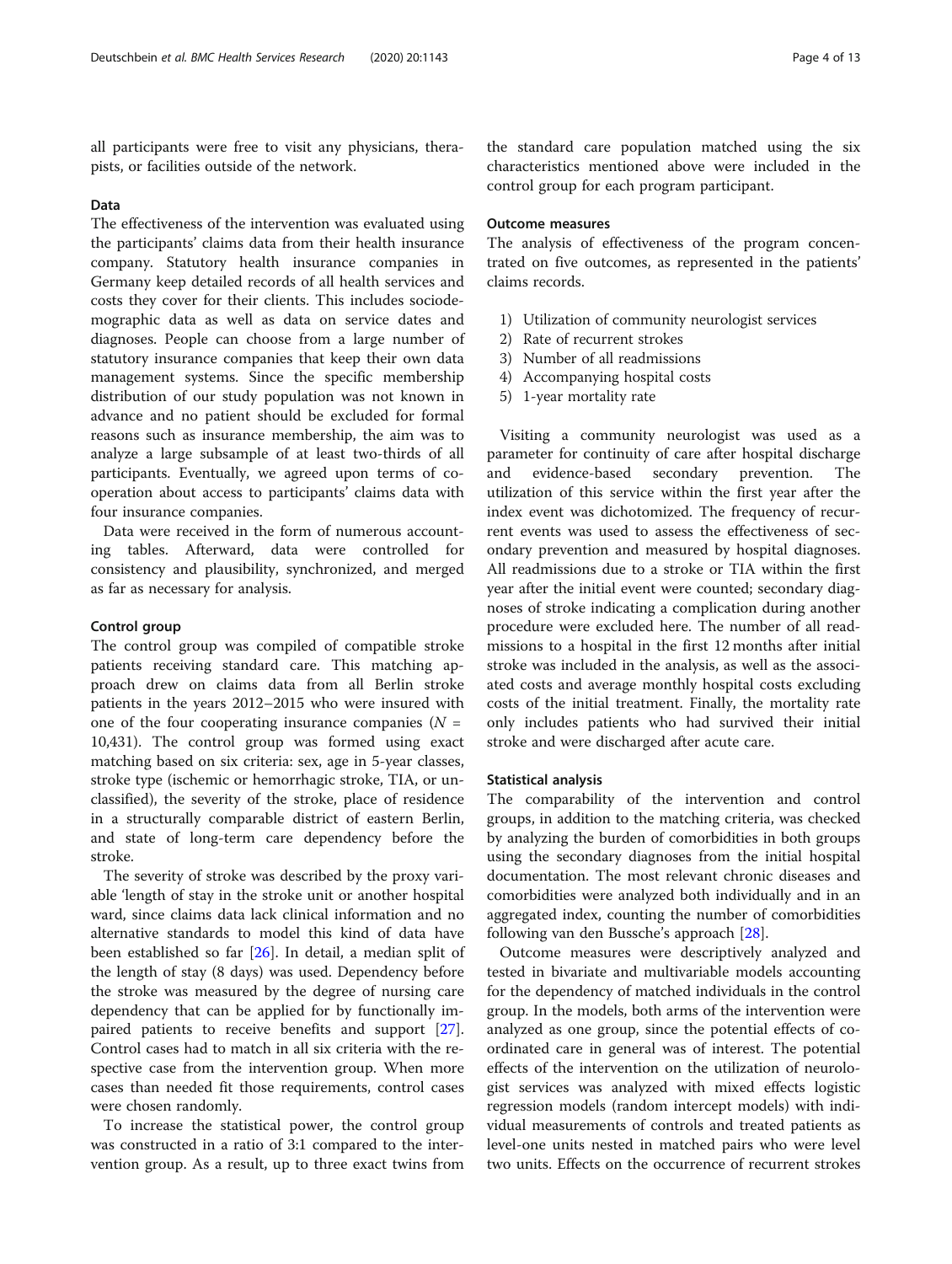all participants were free to visit any physicians, therapists, or facilities outside of the network.

### Data

The effectiveness of the intervention was evaluated using the participants' claims data from their health insurance company. Statutory health insurance companies in Germany keep detailed records of all health services and costs they cover for their clients. This includes sociodemographic data as well as data on service dates and diagnoses. People can choose from a large number of statutory insurance companies that keep their own data management systems. Since the specific membership distribution of our study population was not known in advance and no patient should be excluded for formal reasons such as insurance membership, the aim was to analyze a large subsample of at least two-thirds of all participants. Eventually, we agreed upon terms of cooperation about access to participants' claims data with four insurance companies.

Data were received in the form of numerous accounting tables. Afterward, data were controlled for consistency and plausibility, synchronized, and merged as far as necessary for analysis.

### Control group

The control group was compiled of compatible stroke patients receiving standard care. This matching approach drew on claims data from all Berlin stroke patients in the years 2012–2015 who were insured with one of the four cooperating insurance companies ($N$ = 10,431). The control group was formed using exact matching based on six criteria: sex, age in 5-year classes, stroke type (ischemic or hemorrhagic stroke, TIA, or unclassified), the severity of the stroke, place of residence in a structurally comparable district of eastern Berlin, and state of long-term care dependency before the stroke.

The severity of stroke was described by the proxy variable 'length of stay in the stroke unit or another hospital ward, since claims data lack clinical information and no alternative standards to model this kind of data have been established so far [26]. In detail, a median split of the length of stay (8 days) was used. Dependency before the stroke was measured by the degree of nursing care dependency that can be applied for by functionally impaired patients to receive benefits and support [27]. Control cases had to match in all six criteria with the respective case from the intervention group. When more cases than needed fit those requirements, control cases were chosen randomly.

To increase the statistical power, the control group was constructed in a ratio of 3:1 compared to the intervention group. As a result, up to three exact twins from the standard care population matched using the six characteristics mentioned above were included in the control group for each program participant.

### Outcome measures

The analysis of effectiveness of the program concentrated on five outcomes, as represented in the patients' claims records.

1) Utilization of community neurologist services
2) Rate of recurrent strokes
3) Number of all readmissions
4) Accompanying hospital costs
5) 1-year mortality rate

Visiting a community neurologist was used as a parameter for continuity of care after hospital discharge and evidence-based secondary prevention. The utilization of this service within the first year after the index event was dichotomized. The frequency of recurrent events was used to assess the effectiveness of secondary prevention and measured by hospital diagnoses. All readmissions due to a stroke or TIA within the first year after the initial event were counted; secondary diagnoses of stroke indicating a complication during another procedure were excluded here. The number of all readmissions to a hospital in the first 12 months after initial stroke was included in the analysis, as well as the associated costs and average monthly hospital costs excluding costs of the initial treatment. Finally, the mortality rate only includes patients who had survived their initial stroke and were discharged after acute care.

### Statistical analysis

The comparability of the intervention and control groups, in addition to the matching criteria, was checked by analyzing the burden of comorbidities in both groups using the secondary diagnoses from the initial hospital documentation. The most relevant chronic diseases and comorbidities were analyzed both individually and in an aggregated index, counting the number of comorbidities following van den Bussche's approach [28].

Outcome measures were descriptively analyzed and tested in bivariate and multivariable models accounting for the dependency of matched individuals in the control group. In the models, both arms of the intervention were analyzed as one group, since the potential effects of coordinated care in general was of interest. The potential effects of the intervention on the utilization of neurologist services was analyzed with mixed effects logistic regression models (random intercept models) with individual measurements of controls and treated patients as level-one units nested in matched pairs who were level two units. Effects on the occurrence of recurrent strokes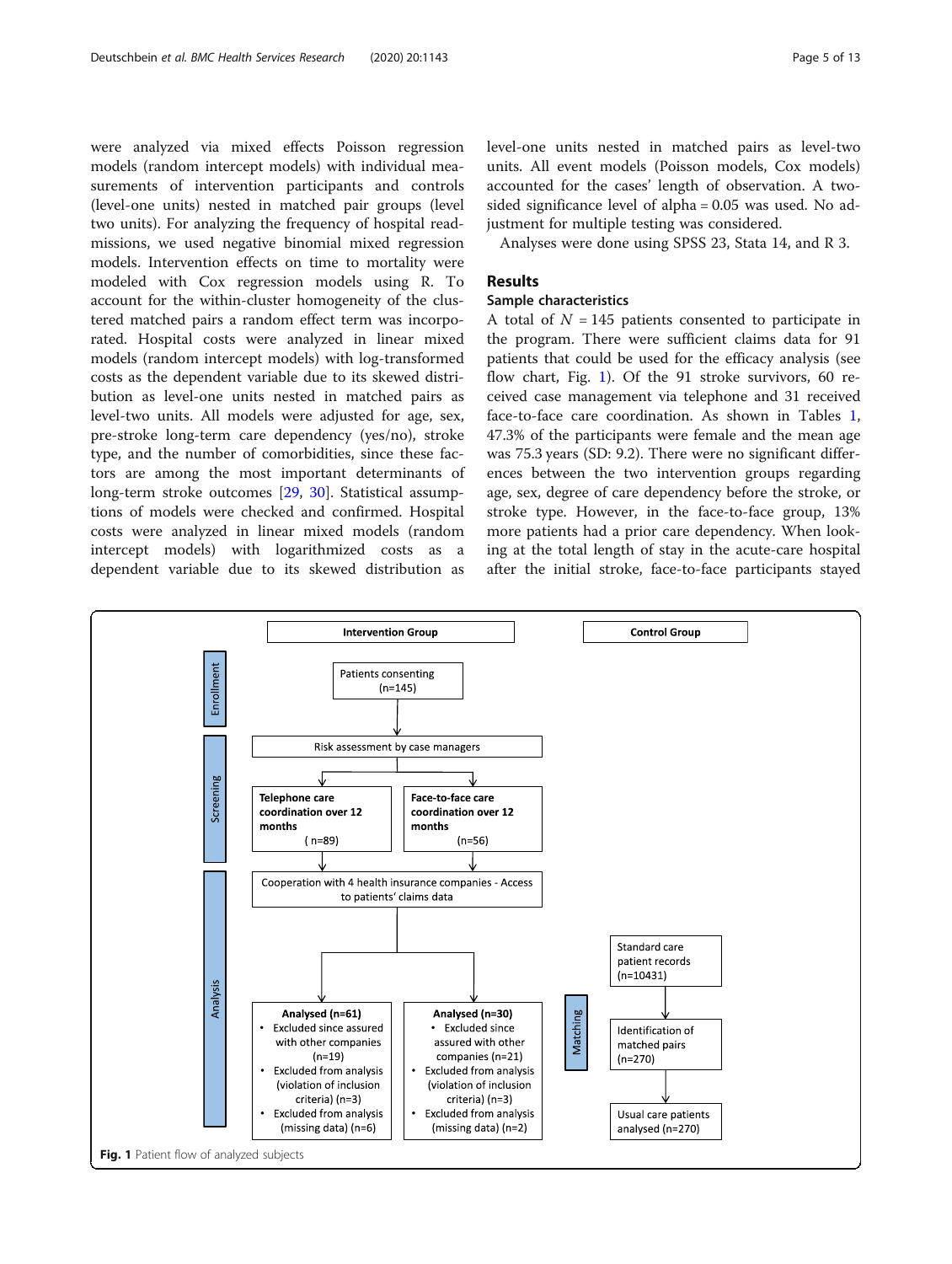were analyzed via mixed effects Poisson regression models (random intercept models) with individual measurements of intervention participants and controls (level-one units) nested in matched pair groups (level two units). For analyzing the frequency of hospital readmissions, we used negative binomial mixed regression models. Intervention effects on time to mortality were modeled with Cox regression models using R. To account for the within-cluster homogeneity of the clustered matched pairs a random effect term was incorporated. Hospital costs were analyzed in linear mixed models (random intercept models) with log-transformed costs as the dependent variable due to its skewed distribution as level-one units nested in matched pairs as level-two units. All models were adjusted for age, sex, pre-stroke long-term care dependency (yes/no), stroke type, and the number of comorbidities, since these factors are among the most important determinants of long-term stroke outcomes [29, 30]. Statistical assumptions of models were checked and confirmed. Hospital costs were analyzed in linear mixed models (random intercept models) with logarithmized costs as a dependent variable due to its skewed distribution as level-one units nested in matched pairs as level-two units. All event models (Poisson models, Cox models) accounted for the cases' length of observation. A two-sided significance level of alpha = 0.05 was used. No adjustment for multiple testing was considered.

Analyses were done using SPSS 23, Stata 14, and R 3.

## Results

### Sample characteristics

A total of $N = 145$ patients consented to participate in the program. There were sufficient claims data for 91 patients that could be used for the efficacy analysis (see flow chart, Fig. 1). Of the 91 stroke survivors, 60 received case management via telephone and 31 received face-to-face care coordination. As shown in Tables 1, 47.3% of the participants were female and the mean age was 75.3 years (SD: 9.2). There were no significant differences between the two intervention groups regarding age, sex, degree of care dependency before the stroke, or stroke type. However, in the face-to-face group, 13% more patients had a prior care dependency. When looking at the total length of stay in the acute-care hospital after the initial stroke, face-to-face participants stayed

**Intervention Group** | **Control Group**

Enrollment: Patients consenting (n=145)

Screening: Risk assessment by case managers → Telephone care coordination over 12 months (n=89); Face-to-face care coordination over 12 months (n=56)

Cooperation with 4 health insurance companies - Access to patients' claims data

Analysis:

**Analysed (n=61)**
- Excluded since assured with other companies (n=19)
- Excluded from analysis (violation of inclusion criteria) (n=3)
- Excluded from analysis (missing data) (n=6)

**Analysed (n=30)**
- Excluded since assured with other companies (n=21)
- Excluded from analysis (violation of inclusion criteria) (n=3)
- Excluded from analysis (missing data) (n=2)

Matching: Standard care patient records (n=10431) → Identification of matched pairs (n=270) → Usual care patients analysed (n=270)

**Fig. 1** Patient flow of analyzed subjects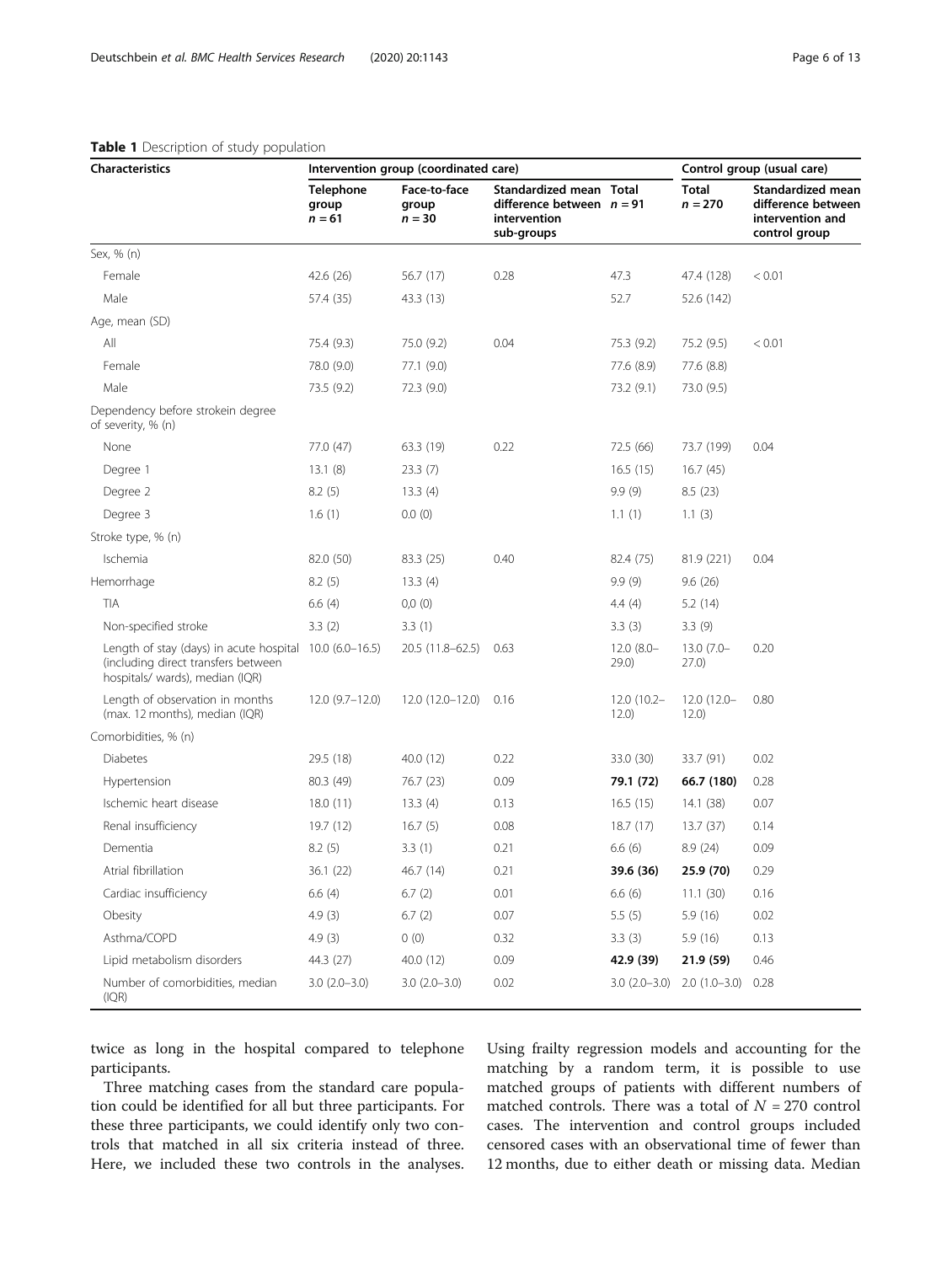**Table 1** Description of study population

| Characteristics | Intervention group (coordinated care) | | | | Control group (usual care) | |
|---|---|---|---|---|---|---|
| | Telephone group n = 61 | Face-to-face group n = 30 | Standardized mean difference between intervention sub-groups | Total n = 91 | Total n = 270 | Standardized mean difference between intervention and control group |
| Sex, % (n) | | | | | | |
| Female | 42.6 (26) | 56.7 (17) | 0.28 | 47.3 | 47.4 (128) | < 0.01 |
| Male | 57.4 (35) | 43.3 (13) | | 52.7 | 52.6 (142) | |
| Age, mean (SD) | | | | | | |
| All | 75.4 (9.3) | 75.0 (9.2) | 0.04 | 75.3 (9.2) | 75.2 (9.5) | < 0.01 |
| Female | 78.0 (9.0) | 77.1 (9.0) | | 77.6 (8.9) | 77.6 (8.8) | |
| Male | 73.5 (9.2) | 72.3 (9.0) | | 73.2 (9.1) | 73.0 (9.5) | |
| Dependency before strokein degree of severity, % (n) | | | | | | |
| None | 77.0 (47) | 63.3 (19) | 0.22 | 72.5 (66) | 73.7 (199) | 0.04 |
| Degree 1 | 13.1 (8) | 23.3 (7) | | 16.5 (15) | 16.7 (45) | |
| Degree 2 | 8.2 (5) | 13.3 (4) | | 9.9 (9) | 8.5 (23) | |
| Degree 3 | 1.6 (1) | 0.0 (0) | | 1.1 (1) | 1.1 (3) | |
| Stroke type, % (n) | | | | | | |
| Ischemia | 82.0 (50) | 83.3 (25) | 0.40 | 82.4 (75) | 81.9 (221) | 0.04 |
| Hemorrhage | 8.2 (5) | 13.3 (4) | | 9.9 (9) | 9.6 (26) | |
| TIA | 6.6 (4) | 0,0 (0) | | 4.4 (4) | 5.2 (14) | |
| Non-specified stroke | 3.3 (2) | 3.3 (1) | | 3.3 (3) | 3.3 (9) | |
| Length of stay (days) in acute hospital (including direct transfers between hospitals/ wards), median (IQR) | 10.0 (6.0–16.5) | 20.5 (11.8–62.5) | 0.63 | 12.0 (8.0–29.0) | 13.0 (7.0–27.0) | 0.20 |
| Length of observation in months (max. 12 months), median (IQR) | 12.0 (9.7–12.0) | 12.0 (12.0–12.0) | 0.16 | 12.0 (10.2–12.0) | 12.0 (12.0–12.0) | 0.80 |
| Comorbidities, % (n) | | | | | | |
| Diabetes | 29.5 (18) | 40.0 (12) | 0.22 | 33.0 (30) | 33.7 (91) | 0.02 |
| Hypertension | 80.3 (49) | 76.7 (23) | 0.09 | **79.1 (72)** | **66.7 (180)** | 0.28 |
| Ischemic heart disease | 18.0 (11) | 13.3 (4) | 0.13 | 16.5 (15) | 14.1 (38) | 0.07 |
| Renal insufficiency | 19.7 (12) | 16.7 (5) | 0.08 | 18.7 (17) | 13.7 (37) | 0.14 |
| Dementia | 8.2 (5) | 3.3 (1) | 0.21 | 6.6 (6) | 8.9 (24) | 0.09 |
| Atrial fibrillation | 36.1 (22) | 46.7 (14) | 0.21 | **39.6 (36)** | **25.9 (70)** | 0.29 |
| Cardiac insufficiency | 6.6 (4) | 6.7 (2) | 0.01 | 6.6 (6) | 11.1 (30) | 0.16 |
| Obesity | 4.9 (3) | 6.7 (2) | 0.07 | 5.5 (5) | 5.9 (16) | 0.02 |
| Asthma/COPD | 4.9 (3) | 0 (0) | 0.32 | 3.3 (3) | 5.9 (16) | 0.13 |
| Lipid metabolism disorders | 44.3 (27) | 40.0 (12) | 0.09 | **42.9 (39)** | **21.9 (59)** | 0.46 |
| Number of comorbidities, median (IQR) | 3.0 (2.0–3.0) | 3.0 (2.0–3.0) | 0.02 | 3.0 (2.0–3.0) | 2.0 (1.0–3.0) | 0.28 |

twice as long in the hospital compared to telephone participants.

Three matching cases from the standard care population could be identified for all but three participants. For these three participants, we could identify only two controls that matched in all six criteria instead of three. Here, we included these two controls in the analyses. Using frailty regression models and accounting for the matching by a random term, it is possible to use matched groups of patients with different numbers of matched controls. There was a total of $N = 270$ control cases. The intervention and control groups included censored cases with an observational time of fewer than 12 months, due to either death or missing data. Median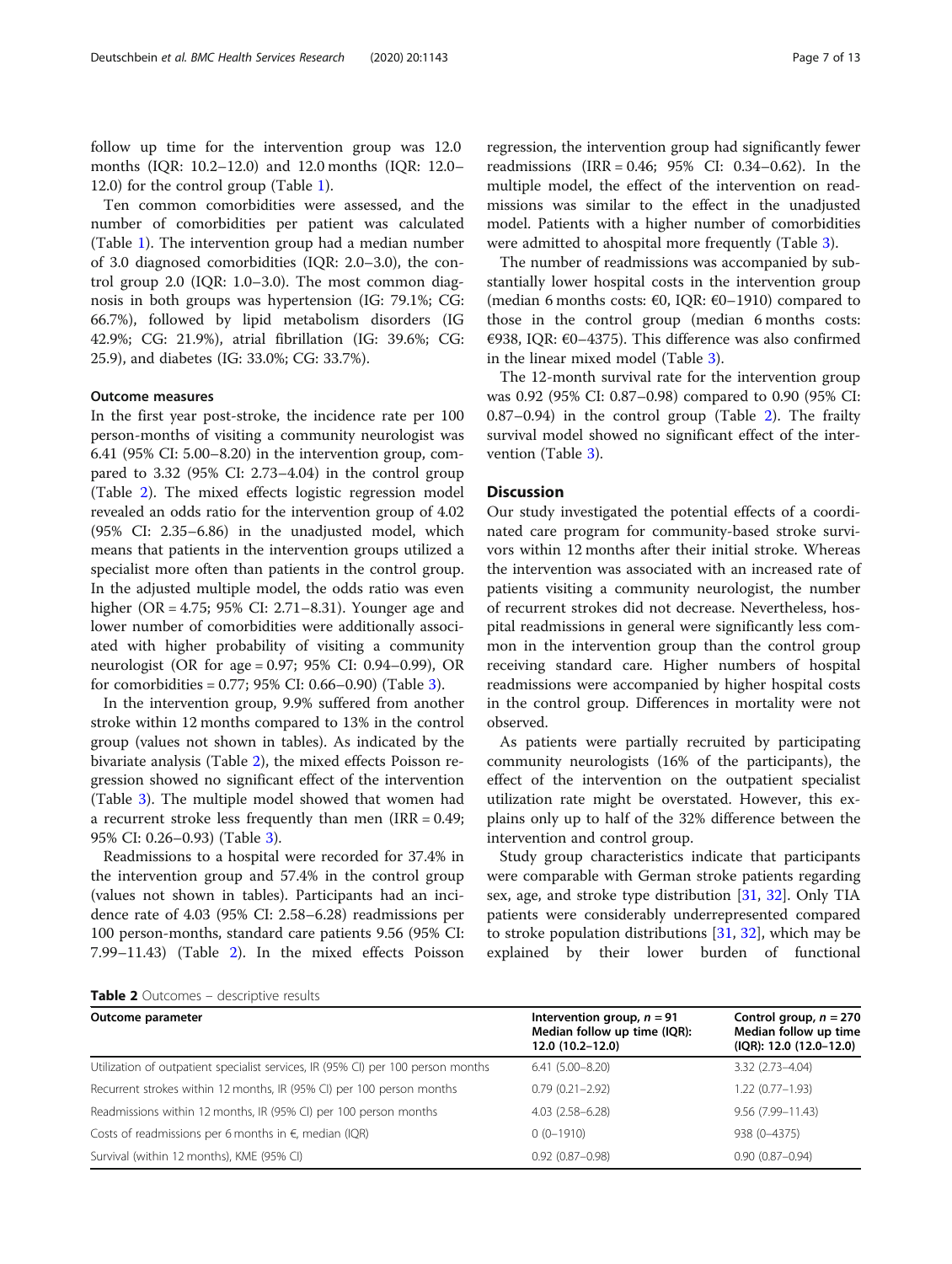follow up time for the intervention group was 12.0 months (IQR: 10.2–12.0) and 12.0 months (IQR: 12.0–12.0) for the control group (Table 1).

Ten common comorbidities were assessed, and the number of comorbidities per patient was calculated (Table 1). The intervention group had a median number of 3.0 diagnosed comorbidities (IQR: 2.0–3.0), the control group 2.0 (IQR: 1.0–3.0). The most common diagnosis in both groups was hypertension (IG: 79.1%; CG: 66.7%), followed by lipid metabolism disorders (IG 42.9%; CG: 21.9%), atrial fibrillation (IG: 39.6%; CG: 25.9), and diabetes (IG: 33.0%; CG: 33.7%).

### Outcome measures

In the first year post-stroke, the incidence rate per 100 person-months of visiting a community neurologist was 6.41 (95% CI: 5.00–8.20) in the intervention group, compared to 3.32 (95% CI: 2.73–4.04) in the control group (Table 2). The mixed effects logistic regression model revealed an odds ratio for the intervention group of 4.02 (95% CI: 2.35–6.86) in the unadjusted model, which means that patients in the intervention groups utilized a specialist more often than patients in the control group. In the adjusted multiple model, the odds ratio was even higher (OR = 4.75; 95% CI: 2.71–8.31). Younger age and lower number of comorbidities were additionally associated with higher probability of visiting a community neurologist (OR for age = 0.97; 95% CI: 0.94–0.99), OR for comorbidities = 0.77; 95% CI: 0.66–0.90) (Table 3).

In the intervention group, 9.9% suffered from another stroke within 12 months compared to 13% in the control group (values not shown in tables). As indicated by the bivariate analysis (Table 2), the mixed effects Poisson regression showed no significant effect of the intervention (Table 3). The multiple model showed that women had a recurrent stroke less frequently than men (IRR = 0.49; 95% CI: 0.26–0.93) (Table 3).

Readmissions to a hospital were recorded for 37.4% in the intervention group and 57.4% in the control group (values not shown in tables). Participants had an incidence rate of 4.03 (95% CI: 2.58–6.28) readmissions per 100 person-months, standard care patients 9.56 (95% CI: 7.99–11.43) (Table 2). In the mixed effects Poisson regression, the intervention group had significantly fewer readmissions (IRR = 0.46; 95% CI: 0.34–0.62). In the multiple model, the effect of the intervention on readmissions was similar to the effect in the unadjusted model. Patients with a higher number of comorbidities were admitted to ahospital more frequently (Table 3).

The number of readmissions was accompanied by substantially lower hospital costs in the intervention group (median 6 months costs: €0, IQR: €0–1910) compared to those in the control group (median 6 months costs: €938, IQR: €0–4375). This difference was also confirmed in the linear mixed model (Table 3).

The 12-month survival rate for the intervention group was 0.92 (95% CI: 0.87–0.98) compared to 0.90 (95% CI: 0.87–0.94) in the control group (Table 2). The frailty survival model showed no significant effect of the intervention (Table 3).

## Discussion

Our study investigated the potential effects of a coordinated care program for community-based stroke survivors within 12 months after their initial stroke. Whereas the intervention was associated with an increased rate of patients visiting a community neurologist, the number of recurrent strokes did not decrease. Nevertheless, hospital readmissions in general were significantly less common in the intervention group than the control group receiving standard care. Higher numbers of hospital readmissions were accompanied by higher hospital costs in the control group. Differences in mortality were not observed.

As patients were partially recruited by participating community neurologists (16% of the participants), the effect of the intervention on the outpatient specialist utilization rate might be overstated. However, this explains only up to half of the 32% difference between the intervention and control group.

Study group characteristics indicate that participants were comparable with German stroke patients regarding sex, age, and stroke type distribution [31, 32]. Only TIA patients were considerably underrepresented compared to stroke population distributions [31, 32], which may be explained by their lower burden of functional

**Table 2** Outcomes – descriptive results

| Outcome parameter | Intervention group, $n = 91$ Median follow up time (IQR): 12.0 (10.2–12.0) | Control group, $n = 270$ Median follow up time (IQR): 12.0 (12.0–12.0) |
|---|---|---|
| Utilization of outpatient specialist services, IR (95% CI) per 100 person months | 6.41 (5.00–8.20) | 3.32 (2.73–4.04) |
| Recurrent strokes within 12 months, IR (95% CI) per 100 person months | 0.79 (0.21–2.92) | 1.22 (0.77–1.93) |
| Readmissions within 12 months, IR (95% CI) per 100 person months | 4.03 (2.58–6.28) | 9.56 (7.99–11.43) |
| Costs of readmissions per 6 months in €, median (IQR) | 0 (0–1910) | 938 (0–4375) |
| Survival (within 12 months), KME (95% CI) | 0.92 (0.87–0.98) | 0.90 (0.87–0.94) |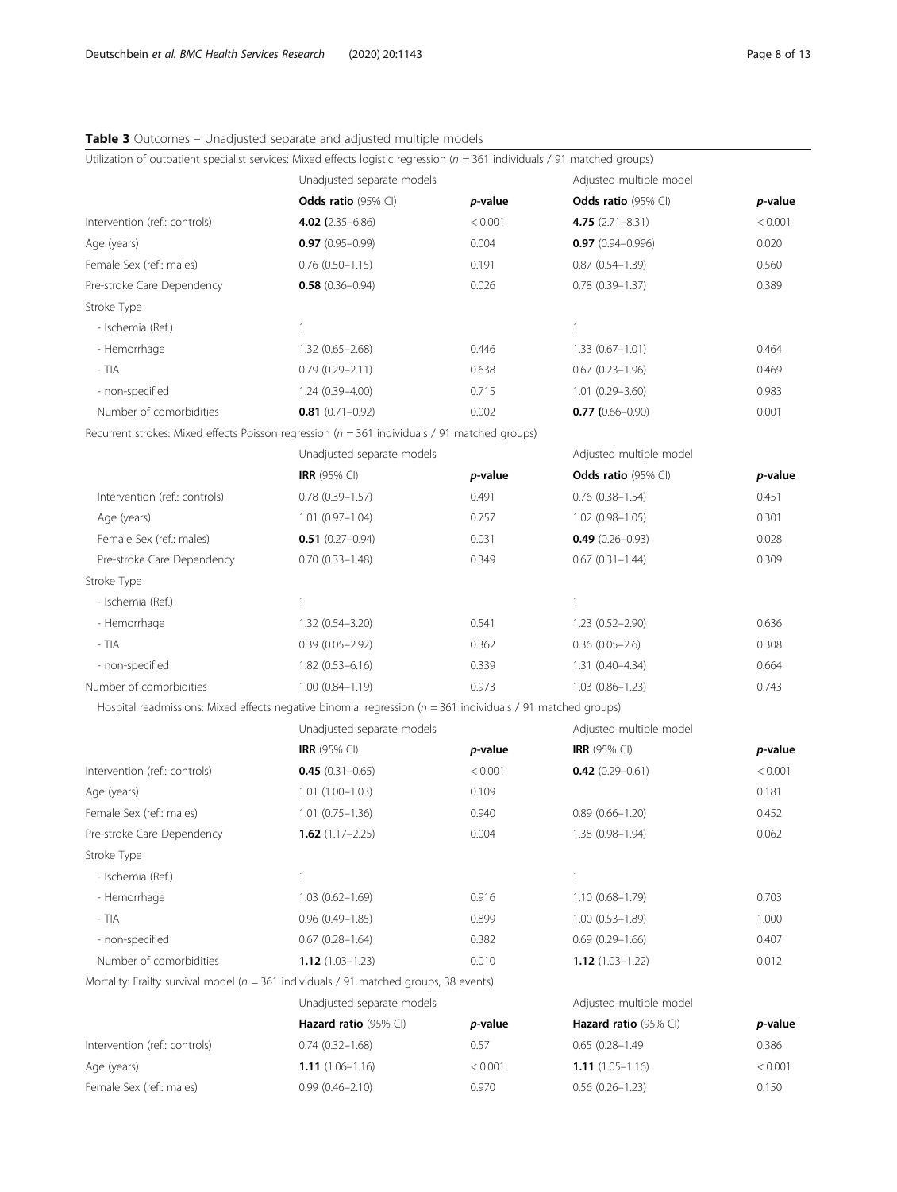**Table 3** Outcomes – Unadjusted separate and adjusted multiple models

| Utilization of outpatient specialist services: Mixed effects logistic regression ($n$ = 361 individuals / 91 matched groups) | | | | |
|---|---|---|---|---|
| | Unadjusted separate models | | Adjusted multiple model | |
| | **Odds ratio** (95% CI) | *p*-value | **Odds ratio** (95% CI) | *p*-value |
| Intervention (ref.: controls) | **4.02 (**2.35–6.86) | < 0.001 | **4.75** (2.71–8.31) | < 0.001 |
| Age (years) | **0.97** (0.95–0.99) | 0.004 | **0.97** (0.94–0.996) | 0.020 |
| Female Sex (ref.: males) | 0.76 (0.50–1.15) | 0.191 | 0.87 (0.54–1.39) | 0.560 |
| Pre-stroke Care Dependency | **0.58** (0.36–0.94) | 0.026 | 0.78 (0.39–1.37) | 0.389 |
| Stroke Type | | | | |
| - Ischemia (Ref.) | 1 | | 1 | |
| - Hemorrhage | 1.32 (0.65–2.68) | 0.446 | 1.33 (0.67–1.01) | 0.464 |
| - TIA | 0.79 (0.29–2.11) | 0.638 | 0.67 (0.23–1.96) | 0.469 |
| - non-specified | 1.24 (0.39–4.00) | 0.715 | 1.01 (0.29–3.60) | 0.983 |
| Number of comorbidities | **0.81** (0.71–0.92) | 0.002 | **0.77 (**0.66–0.90) | 0.001 |
| **Recurrent strokes: Mixed effects Poisson regression ($n$ = 361 individuals / 91 matched groups)** | | | | |
| | Unadjusted separate models | | Adjusted multiple model | |
| | **IRR** (95% CI) | *p*-value | **Odds ratio** (95% CI) | *p*-value |
| Intervention (ref.: controls) | 0.78 (0.39–1.57) | 0.491 | 0.76 (0.38–1.54) | 0.451 |
| Age (years) | 1.01 (0.97–1.04) | 0.757 | 1.02 (0.98–1.05) | 0.301 |
| Female Sex (ref.: males) | **0.51** (0.27–0.94) | 0.031 | **0.49** (0.26–0.93) | 0.028 |
| Pre-stroke Care Dependency | 0.70 (0.33–1.48) | 0.349 | 0.67 (0.31–1.44) | 0.309 |
| Stroke Type | | | | |
| - Ischemia (Ref.) | 1 | | 1 | |
| - Hemorrhage | 1.32 (0.54–3.20) | 0.541 | 1.23 (0.52–2.90) | 0.636 |
| - TIA | 0.39 (0.05–2.92) | 0.362 | 0.36 (0.05–2.6) | 0.308 |
| - non-specified | 1.82 (0.53–6.16) | 0.339 | 1.31 (0.40–4.34) | 0.664 |
| Number of comorbidities | 1.00 (0.84–1.19) | 0.973 | 1.03 (0.86–1.23) | 0.743 |
| **Hospital readmissions: Mixed effects negative binomial regression ($n$ = 361 individuals / 91 matched groups)** | | | | |
| | Unadjusted separate models | | Adjusted multiple model | |
| | **IRR** (95% CI) | *p*-value | **IRR** (95% CI) | *p*-value |
| Intervention (ref.: controls) | **0.45** (0.31–0.65) | < 0.001 | **0.42** (0.29–0.61) | < 0.001 |
| Age (years) | 1.01 (1.00–1.03) | 0.109 | | 0.181 |
| Female Sex (ref.: males) | 1.01 (0.75–1.36) | 0.940 | 0.89 (0.66–1.20) | 0.452 |
| Pre-stroke Care Dependency | **1.62** (1.17–2.25) | 0.004 | 1.38 (0.98–1.94) | 0.062 |
| Stroke Type | | | | |
| - Ischemia (Ref.) | 1 | | 1 | |
| - Hemorrhage | 1.03 (0.62–1.69) | 0.916 | 1.10 (0.68–1.79) | 0.703 |
| - TIA | 0.96 (0.49–1.85) | 0.899 | 1.00 (0.53–1.89) | 1.000 |
| - non-specified | 0.67 (0.28–1.64) | 0.382 | 0.69 (0.29–1.66) | 0.407 |
| Number of comorbidities | **1.12** (1.03–1.23) | 0.010 | **1.12** (1.03–1.22) | 0.012 |
| **Mortality: Frailty survival model ($n$ = 361 individuals / 91 matched groups, 38 events)** | | | | |
| | Unadjusted separate models | | Adjusted multiple model | |
| | **Hazard ratio** (95% CI) | *p*-value | **Hazard ratio** (95% CI) | *p*-value |
| Intervention (ref.: controls) | 0.74 (0.32–1.68) | 0.57 | 0.65 (0.28–1.49) | 0.386 |
| Age (years) | **1.11** (1.06–1.16) | < 0.001 | **1.11** (1.05–1.16) | < 0.001 |
| Female Sex (ref.: males) | 0.99 (0.46–2.10) | 0.970 | 0.56 (0.26–1.23) | 0.150 |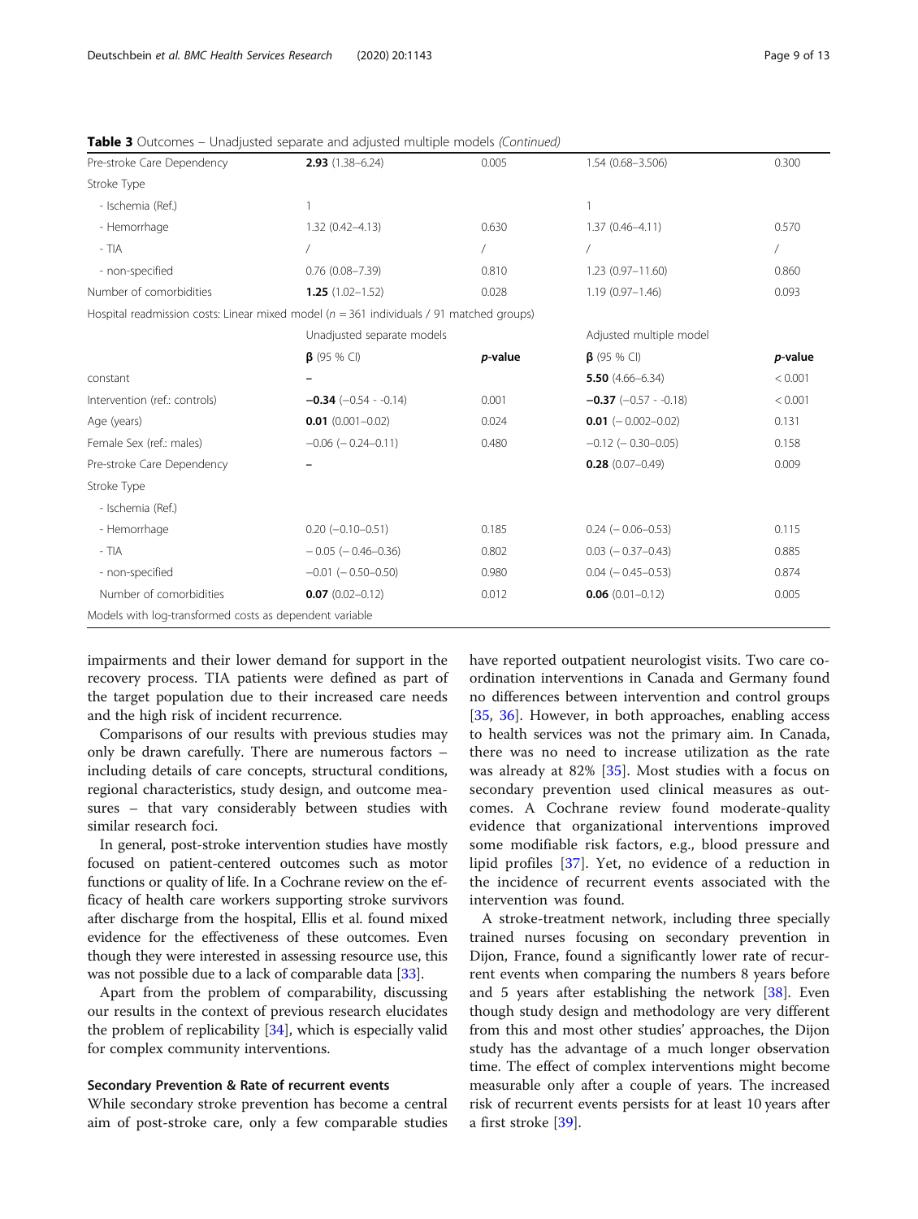**Table 3** Outcomes – Unadjusted separate and adjusted multiple models *(Continued)*

| | | | | |
|---|---|---|---|---|
| Pre-stroke Care Dependency | **2.93** (1.38–6.24) | 0.005 | 1.54 (0.68–3.506) | 0.300 |
| Stroke Type | | | | |
| - Ischemia (Ref.) | 1 | | 1 | |
| - Hemorrhage | 1.32 (0.42–4.13) | 0.630 | 1.37 (0.46–4.11) | 0.570 |
| - TIA | / | / | / | / |
| - non-specified | 0.76 (0.08–7.39) | 0.810 | 1.23 (0.97–11.60) | 0.860 |
| Number of comorbidities | **1.25** (1.02–1.52) | 0.028 | 1.19 (0.97–1.46) | 0.093 |
| Hospital readmission costs: Linear mixed model (*n* = 361 individuals / 91 matched groups) | | | | |
| | Unadjusted separate models | | Adjusted multiple model | |
| | **β** (95 % CI) | ***p*-value** | **β** (95 % CI) | ***p*-value** |
| constant | – | | **5.50** (4.66–6.34) | < 0.001 |
| Intervention (ref.: controls) | **−0.34** (−0.54 - -0.14) | 0.001 | **−0.37** (−0.57 - -0.18) | < 0.001 |
| Age (years) | **0.01** (0.001–0.02) | 0.024 | **0.01** (− 0.002–0.02) | 0.131 |
| Female Sex (ref.: males) | −0.06 (− 0.24–0.11) | 0.480 | −0.12 (− 0.30–0.05) | 0.158 |
| Pre-stroke Care Dependency | – | | **0.28** (0.07–0.49) | 0.009 |
| Stroke Type | | | | |
| - Ischemia (Ref.) | | | | |
| - Hemorrhage | 0.20 (−0.10–0.51) | 0.185 | 0.24 (− 0.06–0.53) | 0.115 |
| - TIA | − 0.05 (− 0.46–0.36) | 0.802 | 0.03 (− 0.37–0.43) | 0.885 |
| - non-specified | −0.01 (− 0.50–0.50) | 0.980 | 0.04 (− 0.45–0.53) | 0.874 |
| Number of comorbidities | **0.07** (0.02–0.12) | 0.012 | **0.06** (0.01–0.12) | 0.005 |

Models with log-transformed costs as dependent variable

impairments and their lower demand for support in the recovery process. TIA patients were defined as part of the target population due to their increased care needs and the high risk of incident recurrence.

Comparisons of our results with previous studies may only be drawn carefully. There are numerous factors – including details of care concepts, structural conditions, regional characteristics, study design, and outcome measures – that vary considerably between studies with similar research foci.

In general, post-stroke intervention studies have mostly focused on patient-centered outcomes such as motor functions or quality of life. In a Cochrane review on the efficacy of health care workers supporting stroke survivors after discharge from the hospital, Ellis et al. found mixed evidence for the effectiveness of these outcomes. Even though they were interested in assessing resource use, this was not possible due to a lack of comparable data [33].

Apart from the problem of comparability, discussing our results in the context of previous research elucidates the problem of replicability [34], which is especially valid for complex community interventions.

### Secondary Prevention & Rate of recurrent events

While secondary stroke prevention has become a central aim of post-stroke care, only a few comparable studies have reported outpatient neurologist visits. Two care coordination interventions in Canada and Germany found no differences between intervention and control groups [35, 36]. However, in both approaches, enabling access to health services was not the primary aim. In Canada, there was no need to increase utilization as the rate was already at 82% [35]. Most studies with a focus on secondary prevention used clinical measures as outcomes. A Cochrane review found moderate-quality evidence that organizational interventions improved some modifiable risk factors, e.g., blood pressure and lipid profiles [37]. Yet, no evidence of a reduction in the incidence of recurrent events associated with the intervention was found.

A stroke-treatment network, including three specially trained nurses focusing on secondary prevention in Dijon, France, found a significantly lower rate of recurrent events when comparing the numbers 8 years before and 5 years after establishing the network [38]. Even though study design and methodology are very different from this and most other studies' approaches, the Dijon study has the advantage of a much longer observation time. The effect of complex interventions might become measurable only after a couple of years. The increased risk of recurrent events persists for at least 10 years after a first stroke [39].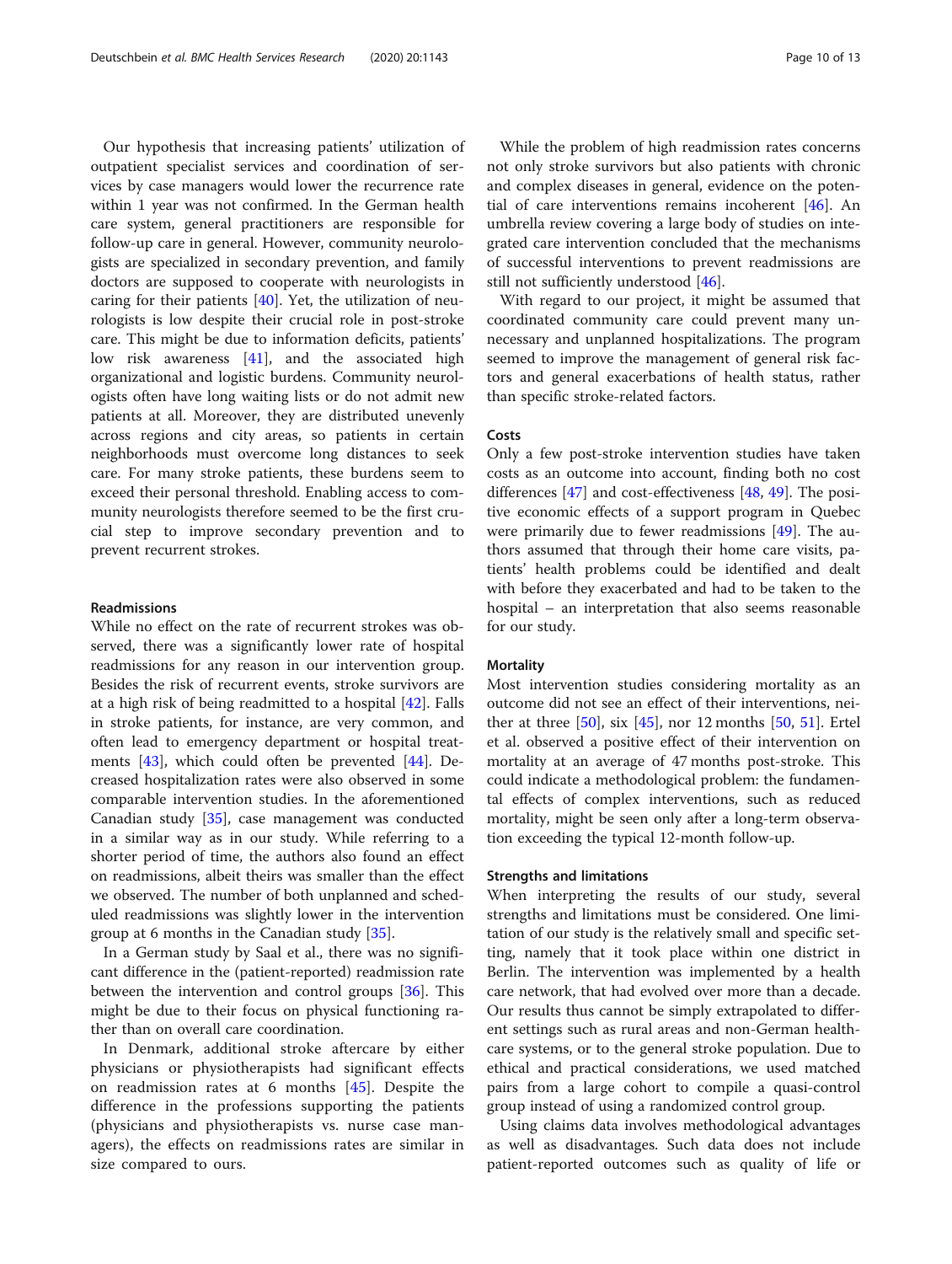Our hypothesis that increasing patients' utilization of outpatient specialist services and coordination of services by case managers would lower the recurrence rate within 1 year was not confirmed. In the German health care system, general practitioners are responsible for follow-up care in general. However, community neurologists are specialized in secondary prevention, and family doctors are supposed to cooperate with neurologists in caring for their patients [40]. Yet, the utilization of neurologists is low despite their crucial role in post-stroke care. This might be due to information deficits, patients' low risk awareness [41], and the associated high organizational and logistic burdens. Community neurologists often have long waiting lists or do not admit new patients at all. Moreover, they are distributed unevenly across regions and city areas, so patients in certain neighborhoods must overcome long distances to seek care. For many stroke patients, these burdens seem to exceed their personal threshold. Enabling access to community neurologists therefore seemed to be the first crucial step to improve secondary prevention and to prevent recurrent strokes.

### Readmissions

While no effect on the rate of recurrent strokes was observed, there was a significantly lower rate of hospital readmissions for any reason in our intervention group. Besides the risk of recurrent events, stroke survivors are at a high risk of being readmitted to a hospital [42]. Falls in stroke patients, for instance, are very common, and often lead to emergency department or hospital treatments [43], which could often be prevented [44]. Decreased hospitalization rates were also observed in some comparable intervention studies. In the aforementioned Canadian study [35], case management was conducted in a similar way as in our study. While referring to a shorter period of time, the authors also found an effect on readmissions, albeit theirs was smaller than the effect we observed. The number of both unplanned and scheduled readmissions was slightly lower in the intervention group at 6 months in the Canadian study [35].

In a German study by Saal et al., there was no significant difference in the (patient-reported) readmission rate between the intervention and control groups [36]. This might be due to their focus on physical functioning rather than on overall care coordination.

In Denmark, additional stroke aftercare by either physicians or physiotherapists had significant effects on readmission rates at 6 months [45]. Despite the difference in the professions supporting the patients (physicians and physiotherapists vs. nurse case managers), the effects on readmissions rates are similar in size compared to ours.

While the problem of high readmission rates concerns not only stroke survivors but also patients with chronic and complex diseases in general, evidence on the potential of care interventions remains incoherent [46]. An umbrella review covering a large body of studies on integrated care intervention concluded that the mechanisms of successful interventions to prevent readmissions are still not sufficiently understood [46].

With regard to our project, it might be assumed that coordinated community care could prevent many unnecessary and unplanned hospitalizations. The program seemed to improve the management of general risk factors and general exacerbations of health status, rather than specific stroke-related factors.

### Costs

Only a few post-stroke intervention studies have taken costs as an outcome into account, finding both no cost differences [47] and cost-effectiveness [48, 49]. The positive economic effects of a support program in Quebec were primarily due to fewer readmissions [49]. The authors assumed that through their home care visits, patients' health problems could be identified and dealt with before they exacerbated and had to be taken to the hospital – an interpretation that also seems reasonable for our study.

### Mortality

Most intervention studies considering mortality as an outcome did not see an effect of their interventions, neither at three [50], six [45], nor 12 months [50, 51]. Ertel et al. observed a positive effect of their intervention on mortality at an average of 47 months post-stroke. This could indicate a methodological problem: the fundamental effects of complex interventions, such as reduced mortality, might be seen only after a long-term observation exceeding the typical 12-month follow-up.

### Strengths and limitations

When interpreting the results of our study, several strengths and limitations must be considered. One limitation of our study is the relatively small and specific setting, namely that it took place within one district in Berlin. The intervention was implemented by a health care network, that had evolved over more than a decade. Our results thus cannot be simply extrapolated to different settings such as rural areas and non-German healthcare systems, or to the general stroke population. Due to ethical and practical considerations, we used matched pairs from a large cohort to compile a quasi-control group instead of using a randomized control group.

Using claims data involves methodological advantages as well as disadvantages. Such data does not include patient-reported outcomes such as quality of life or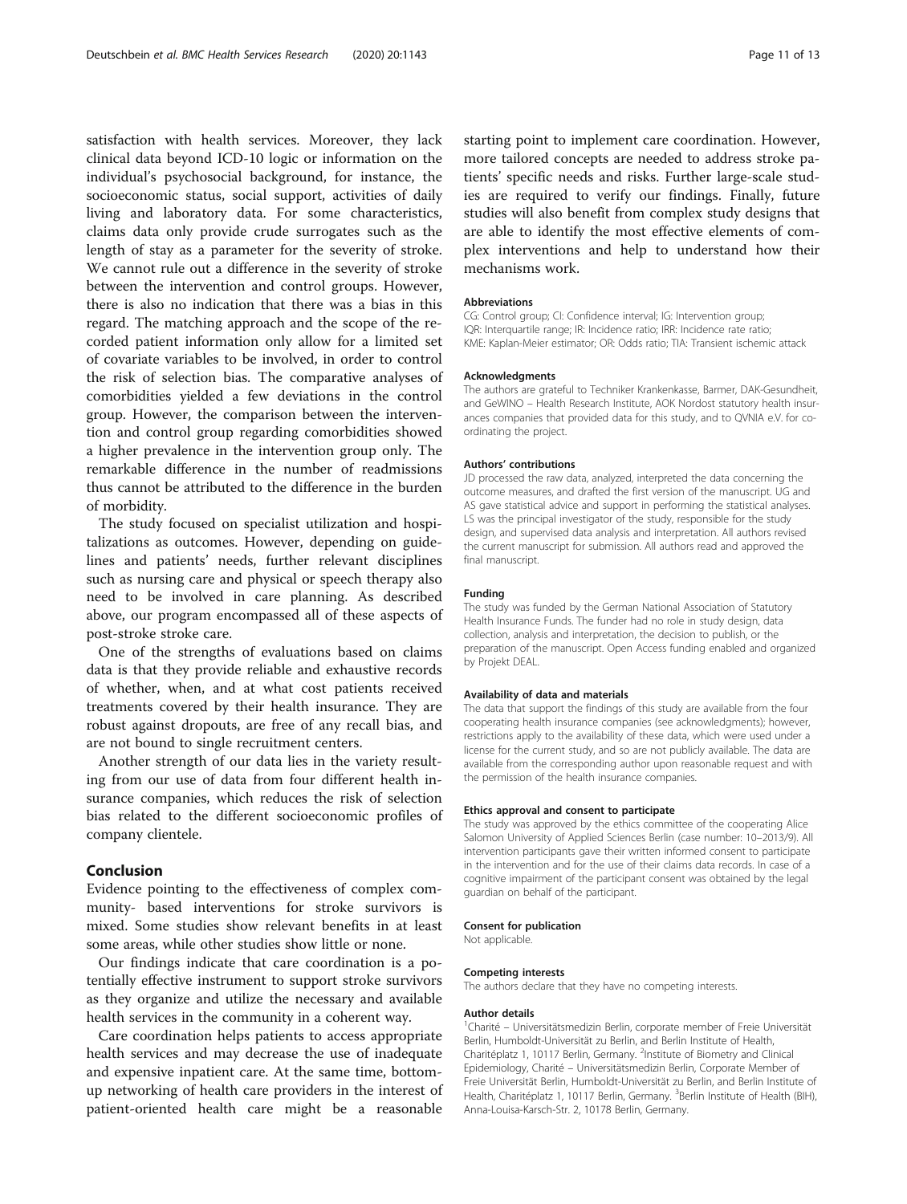satisfaction with health services. Moreover, they lack clinical data beyond ICD-10 logic or information on the individual's psychosocial background, for instance, the socioeconomic status, social support, activities of daily living and laboratory data. For some characteristics, claims data only provide crude surrogates such as the length of stay as a parameter for the severity of stroke. We cannot rule out a difference in the severity of stroke between the intervention and control groups. However, there is also no indication that there was a bias in this regard. The matching approach and the scope of the recorded patient information only allow for a limited set of covariate variables to be involved, in order to control the risk of selection bias. The comparative analyses of comorbidities yielded a few deviations in the control group. However, the comparison between the intervention and control group regarding comorbidities showed a higher prevalence in the intervention group only. The remarkable difference in the number of readmissions thus cannot be attributed to the difference in the burden of morbidity.

The study focused on specialist utilization and hospitalizations as outcomes. However, depending on guidelines and patients' needs, further relevant disciplines such as nursing care and physical or speech therapy also need to be involved in care planning. As described above, our program encompassed all of these aspects of post-stroke stroke care.

One of the strengths of evaluations based on claims data is that they provide reliable and exhaustive records of whether, when, and at what cost patients received treatments covered by their health insurance. They are robust against dropouts, are free of any recall bias, and are not bound to single recruitment centers.

Another strength of our data lies in the variety resulting from our use of data from four different health insurance companies, which reduces the risk of selection bias related to the different socioeconomic profiles of company clientele.

## Conclusion

Evidence pointing to the effectiveness of complex community- based interventions for stroke survivors is mixed. Some studies show relevant benefits in at least some areas, while other studies show little or none.

Our findings indicate that care coordination is a potentially effective instrument to support stroke survivors as they organize and utilize the necessary and available health services in the community in a coherent way.

Care coordination helps patients to access appropriate health services and may decrease the use of inadequate and expensive inpatient care. At the same time, bottom-up networking of health care providers in the interest of patient-oriented health care might be a reasonable starting point to implement care coordination. However, more tailored concepts are needed to address stroke patients' specific needs and risks. Further large-scale studies are required to verify our findings. Finally, future studies will also benefit from complex study designs that are able to identify the most effective elements of complex interventions and help to understand how their mechanisms work.

#### Abbreviations

CG: Control group; CI: Confidence interval; IG: Intervention group; IQR: Interquartile range; IR: Incidence ratio; IRR: Incidence rate ratio; KME: Kaplan-Meier estimator; OR: Odds ratio; TIA: Transient ischemic attack

#### Acknowledgments

The authors are grateful to Techniker Krankenkasse, Barmer, DAK-Gesundheit, and GeWINO – Health Research Institute, AOK Nordost statutory health insurances companies that provided data for this study, and to QVNIA e.V. for coordinating the project.

#### Authors' contributions

JD processed the raw data, analyzed, interpreted the data concerning the outcome measures, and drafted the first version of the manuscript. UG and AS gave statistical advice and support in performing the statistical analyses. LS was the principal investigator of the study, responsible for the study design, and supervised data analysis and interpretation. All authors revised the current manuscript for submission. All authors read and approved the final manuscript.

#### Funding

The study was funded by the German National Association of Statutory Health Insurance Funds. The funder had no role in study design, data collection, analysis and interpretation, the decision to publish, or the preparation of the manuscript. Open Access funding enabled and organized by Projekt DEAL.

#### Availability of data and materials

The data that support the findings of this study are available from the four cooperating health insurance companies (see acknowledgments); however, restrictions apply to the availability of these data, which were used under a license for the current study, and so are not publicly available. The data are available from the corresponding author upon reasonable request and with the permission of the health insurance companies.

#### Ethics approval and consent to participate

The study was approved by the ethics committee of the cooperating Alice Salomon University of Applied Sciences Berlin (case number: 10–2013/9). All intervention participants gave their written informed consent to participate in the intervention and for the use of their claims data records. In case of a cognitive impairment of the participant consent was obtained by the legal guardian on behalf of the participant.

#### Consent for publication

Not applicable.

#### Competing interests

The authors declare that they have no competing interests.

#### Author details

[1]Charité – Universitätsmedizin Berlin, corporate member of Freie Universität Berlin, Humboldt-Universität zu Berlin, and Berlin Institute of Health, Charitéplatz 1, 10117 Berlin, Germany. [2]Institute of Biometry and Clinical Epidemiology, Charité – Universitätsmedizin Berlin, Corporate Member of Freie Universität Berlin, Humboldt-Universität zu Berlin, and Berlin Institute of Health, Charitéplatz 1, 10117 Berlin, Germany. [3]Berlin Institute of Health (BIH), Anna-Louisa-Karsch-Str. 2, 10178 Berlin, Germany.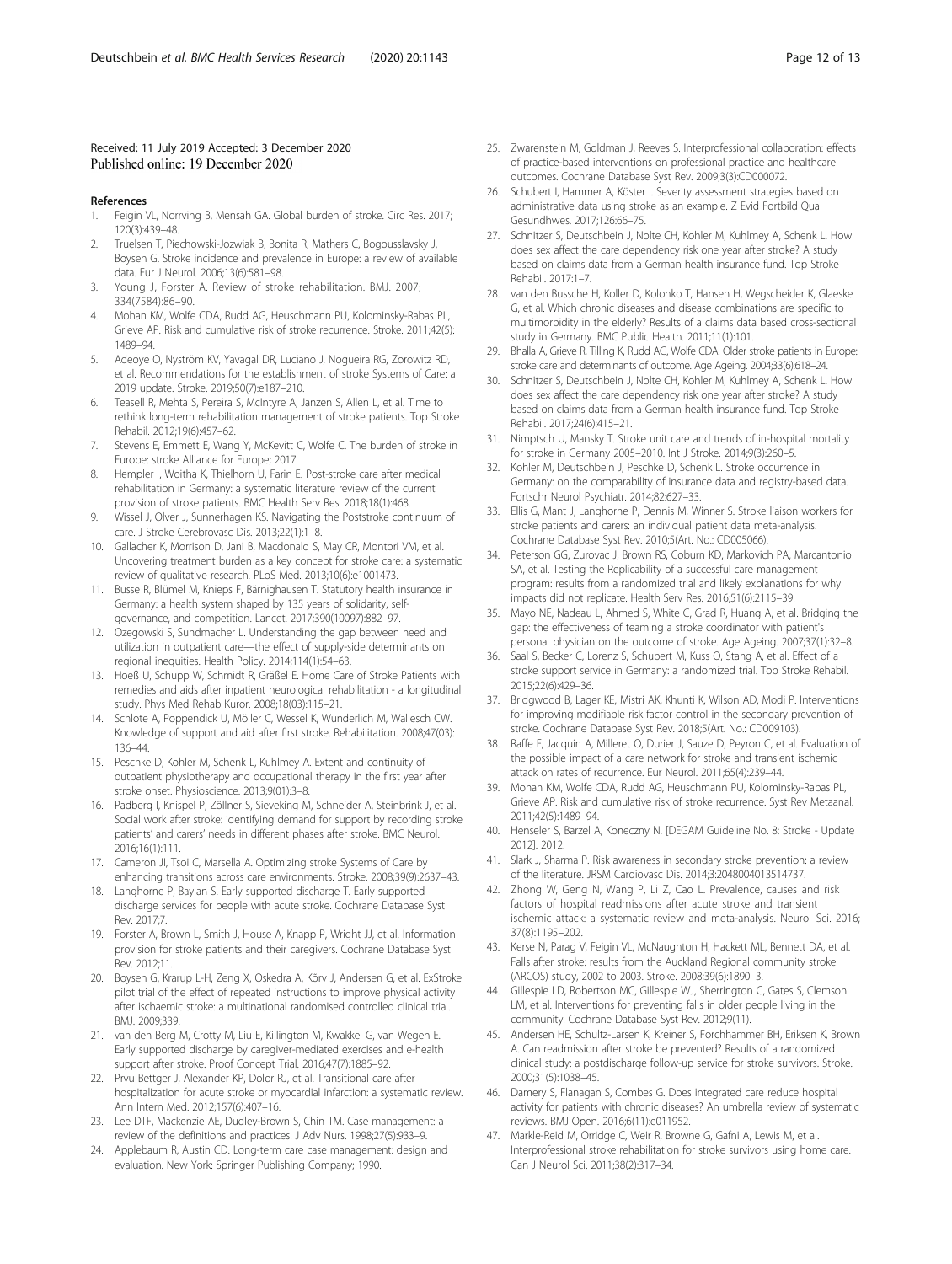Received: 11 July 2019 Accepted: 3 December 2020
Published online: 19 December 2020

## References

1. Feigin VL, Norrving B, Mensah GA. Global burden of stroke. Circ Res. 2017;120(3):439–48.
2. Truelsen T, Piechowski-Jozwiak B, Bonita R, Mathers C, Bogousslavsky J, Boysen G. Stroke incidence and prevalence in Europe: a review of available data. Eur J Neurol. 2006;13(6):581–98.
3. Young J, Forster A. Review of stroke rehabilitation. BMJ. 2007;334(7584):86–90.
4. Mohan KM, Wolfe CDA, Rudd AG, Heuschmann PU, Kolominsky-Rabas PL, Grieve AP. Risk and cumulative risk of stroke recurrence. Stroke. 2011;42(5):1489–94.
5. Adeoye O, Nyström KV, Yavagal DR, Luciano J, Nogueira RG, Zorowitz RD, et al. Recommendations for the establishment of stroke Systems of Care: a 2019 update. Stroke. 2019;50(7):e187–210.
6. Teasell R, Mehta S, Pereira S, McIntyre A, Janzen S, Allen L, et al. Time to rethink long-term rehabilitation management of stroke patients. Top Stroke Rehabil. 2012;19(6):457–62.
7. Stevens E, Emmett E, Wang Y, McKevitt C, Wolfe C. The burden of stroke in Europe: stroke Alliance for Europe; 2017.
8. Hempler I, Woitha K, Thielhorn U, Farin E. Post-stroke care after medical rehabilitation in Germany: a systematic literature review of the current provision of stroke patients. BMC Health Serv Res. 2018;18(1):468.
9. Wissel J, Olver J, Sunnerhagen KS. Navigating the Poststroke continuum of care. J Stroke Cerebrovasc Dis. 2013;22(1):1–8.
10. Gallacher K, Morrison D, Jani B, Macdonald S, May CR, Montori VM, et al. Uncovering treatment burden as a key concept for stroke care: a systematic review of qualitative research. PLoS Med. 2013;10(6):e1001473.
11. Busse R, Blümel M, Knieps F, Bärnighausen T. Statutory health insurance in Germany: a health system shaped by 135 years of solidarity, self-governance, and competition. Lancet. 2017;390(10097):882–97.
12. Ozegowski S, Sundmacher L. Understanding the gap between need and utilization in outpatient care—the effect of supply-side determinants on regional inequities. Health Policy. 2014;114(1):54–63.
13. Hoeß U, Schupp W, Schmidt R, Gräßel E. Home Care of Stroke Patients with remedies and aids after inpatient neurological rehabilitation - a longitudinal study. Phys Med Rehab Kuror. 2008;18(03):115–21.
14. Schlote A, Poppendick U, Möller C, Wessel K, Wunderlich M, Wallesch CW. Knowledge of support and aid after first stroke. Rehabilitation. 2008;47(03):136–44.
15. Peschke D, Kohler M, Schenk L, Kuhlmey A. Extent and continuity of outpatient physiotherapy and occupational therapy in the first year after stroke onset. Physioscience. 2013;9(01):3–8.
16. Padberg I, Knispel P, Zöllner S, Sieveking M, Schneider A, Steinbrink J, et al. Social work after stroke: identifying demand for support by recording stroke patients' and carers' needs in different phases after stroke. BMC Neurol. 2016;16(1):111.
17. Cameron JI, Tsoi C, Marsella A. Optimizing stroke Systems of Care by enhancing transitions across care environments. Stroke. 2008;39(9):2637–43.
18. Langhorne P, Baylan S. Early supported discharge T. Early supported discharge services for people with acute stroke. Cochrane Database Syst Rev. 2017;7.
19. Forster A, Brown L, Smith J, House A, Knapp P, Wright JJ, et al. Information provision for stroke patients and their caregivers. Cochrane Database Syst Rev. 2012;11.
20. Boysen G, Krarup L-H, Zeng X, Oskedra A, Kõrv J, Andersen G, et al. ExStroke pilot trial of the effect of repeated instructions to improve physical activity after ischaemic stroke: a multinational randomised controlled clinical trial. BMJ. 2009;339.
21. van den Berg M, Crotty M, Liu E, Killington M, Kwakkel G, van Wegen E. Early supported discharge by caregiver-mediated exercises and e-health support after stroke. Proof Concept Trial. 2016;47(7):1885–92.
22. Prvu Bettger J, Alexander KP, Dolor RJ, et al. Transitional care after hospitalization for acute stroke or myocardial infarction: a systematic review. Ann Intern Med. 2012;157(6):407–16.
23. Lee DTF, Mackenzie AE, Dudley-Brown S, Chin TM. Case management: a review of the definitions and practices. J Adv Nurs. 1998;27(5):933–9.
24. Applebaum R, Austin CD. Long-term care case management: design and evaluation. New York: Springer Publishing Company; 1990.
25. Zwarenstein M, Goldman J, Reeves S. Interprofessional collaboration: effects of practice-based interventions on professional practice and healthcare outcomes. Cochrane Database Syst Rev. 2009;3(3):CD000072.
26. Schubert I, Hammer A, Köster I. Severity assessment strategies based on administrative data using stroke as an example. Z Evid Fortbild Qual Gesundhwes. 2017;126:66–75.
27. Schnitzer S, Deutschbein J, Nolte CH, Kohler M, Kuhlmey A, Schenk L. How does sex affect the care dependency risk one year after stroke? A study based on claims data from a German health insurance fund. Top Stroke Rehabil. 2017:1–7.
28. van den Bussche H, Koller D, Kolonko T, Hansen H, Wegscheider K, Glaeske G, et al. Which chronic diseases and disease combinations are specific to multimorbidity in the elderly? Results of a claims data based cross-sectional study in Germany. BMC Public Health. 2011;11(1):101.
29. Bhalla A, Grieve R, Tilling K, Rudd AG, Wolfe CDA. Older stroke patients in Europe: stroke care and determinants of outcome. Age Ageing. 2004;33(6):618–24.
30. Schnitzer S, Deutschbein J, Nolte CH, Kohler M, Kuhlmey A, Schenk L. How does sex affect the care dependency risk one year after stroke? A study based on claims data from a German health insurance fund. Top Stroke Rehabil. 2017;24(6):415–21.
31. Nimptsch U, Mansky T. Stroke unit care and trends of in-hospital mortality for stroke in Germany 2005–2010. Int J Stroke. 2014;9(3):260–5.
32. Kohler M, Deutschbein J, Peschke D, Schenk L. Stroke occurrence in Germany: on the comparability of insurance data and registry-based data. Fortschr Neurol Psychiatr. 2014;82:627–33.
33. Ellis G, Mant J, Langhorne P, Dennis M, Winner S. Stroke liaison workers for stroke patients and carers: an individual patient data meta-analysis. Cochrane Database Syst Rev. 2010;5(Art. No.: CD005066).
34. Peterson GG, Zurovac J, Brown RS, Coburn KD, Markovich PA, Marcantonio SA, et al. Testing the Replicability of a successful care management program: results from a randomized trial and likely explanations for why impacts did not replicate. Health Serv Res. 2016;51(6):2115–39.
35. Mayo NE, Nadeau L, Ahmed S, White C, Grad R, Huang A, et al. Bridging the gap: the effectiveness of teaming a stroke coordinator with patient's personal physician on the outcome of stroke. Age Ageing. 2007;37(1):32–8.
36. Saal S, Becker C, Lorenz S, Schubert M, Kuss O, Stang A, et al. Effect of a stroke support service in Germany: a randomized trial. Top Stroke Rehabil. 2015;22(6):429–36.
37. Bridgwood B, Lager KE, Mistri AK, Khunti K, Wilson AD, Modi P. Interventions for improving modifiable risk factor control in the secondary prevention of stroke. Cochrane Database Syst Rev. 2018;5(Art. No.: CD009103).
38. Raffe F, Jacquin A, Milleret O, Durier J, Sauze D, Peyron C, et al. Evaluation of the possible impact of a care network for stroke and transient ischemic attack on rates of recurrence. Eur Neurol. 2011;65(4):239–44.
39. Mohan KM, Wolfe CDA, Rudd AG, Heuschmann PU, Kolominsky-Rabas PL, Grieve AP. Risk and cumulative risk of stroke recurrence. Syst Rev Metaanal. 2011;42(5):1489–94.
40. Henseler S, Barzel A, Koneczny N. [DEGAM Guideline No. 8: Stroke - Update 2012]. 2012.
41. Slark J, Sharma P. Risk awareness in secondary stroke prevention: a review of the literature. JRSM Cardiovasc Dis. 2014;3:2048004013514737.
42. Zhong W, Geng N, Wang P, Li Z, Cao L. Prevalence, causes and risk factors of hospital readmissions after acute stroke and transient ischemic attack: a systematic review and meta-analysis. Neurol Sci. 2016;37(8):1195–202.
43. Kerse N, Parag V, Feigin VL, McNaughton H, Hackett ML, Bennett DA, et al. Falls after stroke: results from the Auckland Regional community stroke (ARCOS) study, 2002 to 2003. Stroke. 2008;39(6):1890–3.
44. Gillespie LD, Robertson MC, Gillespie WJ, Sherrington C, Gates S, Clemson LM, et al. Interventions for preventing falls in older people living in the community. Cochrane Database Syst Rev. 2012;9(11).
45. Andersen HE, Schultz-Larsen K, Kreiner S, Forchhammer BH, Eriksen K, Brown A. Can readmission after stroke be prevented? Results of a randomized clinical study: a postdischarge follow-up service for stroke survivors. Stroke. 2000;31(5):1038–45.
46. Damery S, Flanagan S, Combes G. Does integrated care reduce hospital activity for patients with chronic diseases? An umbrella review of systematic reviews. BMJ Open. 2016;6(11):e011952.
47. Markle-Reid M, Orridge C, Weir R, Browne G, Gafni A, Lewis M, et al. Interprofessional stroke rehabilitation for stroke survivors using home care. Can J Neurol Sci. 2011;38(2):317–34.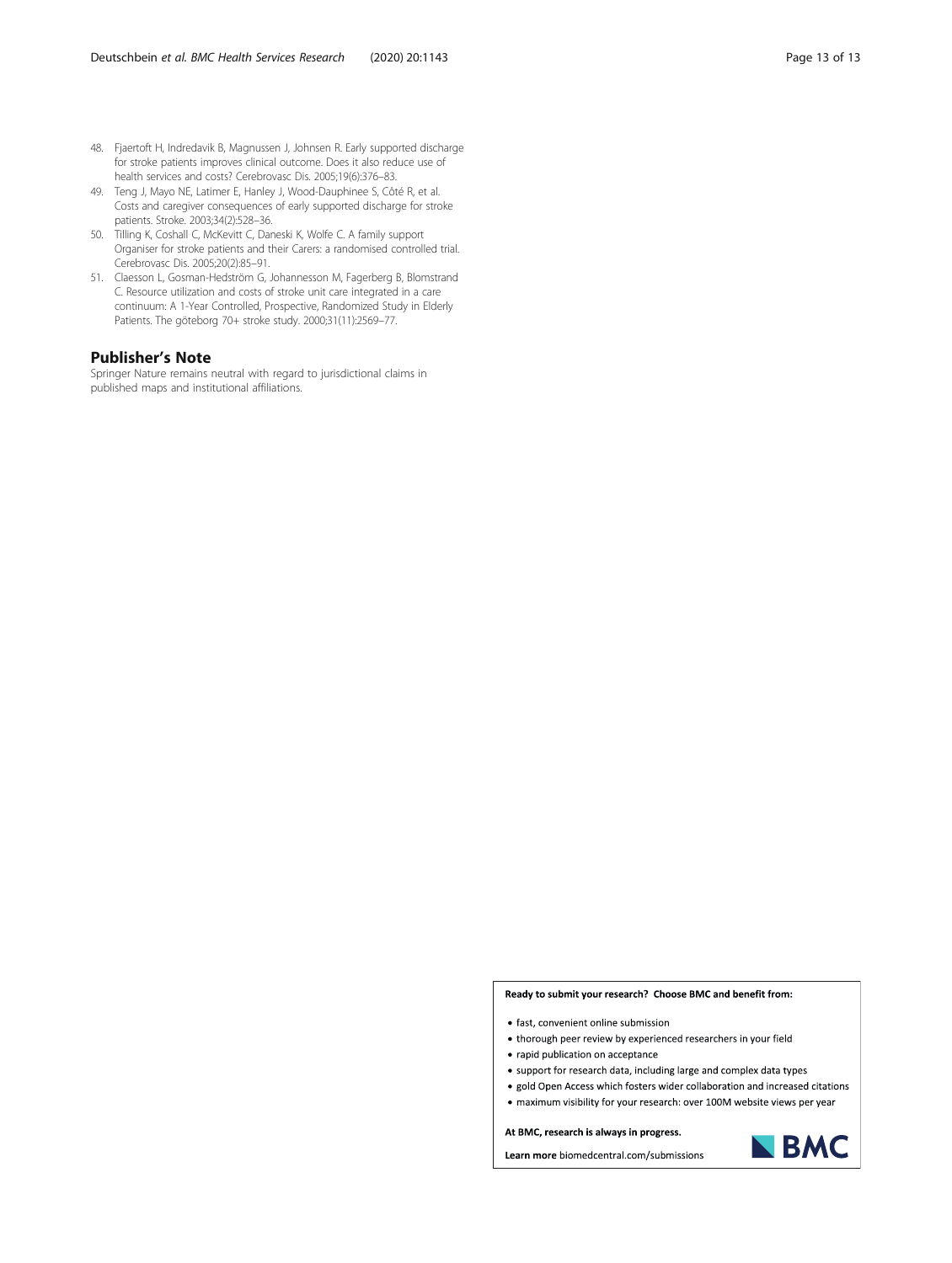48. Fjaertoft H, Indredavik B, Magnussen J, Johnsen R. Early supported discharge for stroke patients improves clinical outcome. Does it also reduce use of health services and costs? Cerebrovasc Dis. 2005;19(6):376–83.
49. Teng J, Mayo NE, Latimer E, Hanley J, Wood-Dauphinee S, Côté R, et al. Costs and caregiver consequences of early supported discharge for stroke patients. Stroke. 2003;34(2):528–36.
50. Tilling K, Coshall C, McKevitt C, Daneski K, Wolfe C. A family support Organiser for stroke patients and their Carers: a randomised controlled trial. Cerebrovasc Dis. 2005;20(2):85–91.
51. Claesson L, Gosman-Hedström G, Johannesson M, Fagerberg B, Blomstrand C. Resource utilization and costs of stroke unit care integrated in a care continuum: A 1-Year Controlled, Prospective, Randomized Study in Elderly Patients. The göteborg 70+ stroke study. 2000;31(11):2569–77.

## Publisher's Note

Springer Nature remains neutral with regard to jurisdictional claims in published maps and institutional affiliations.

**Ready to submit your research? Choose BMC and benefit from:**

- fast, convenient online submission
- thorough peer review by experienced researchers in your field
- rapid publication on acceptance
- support for research data, including large and complex data types
- gold Open Access which fosters wider collaboration and increased citations
- maximum visibility for your research: over 100M website views per year

**At BMC, research is always in progress.**

**Learn more** biomedcentral.com/submissions

BMC